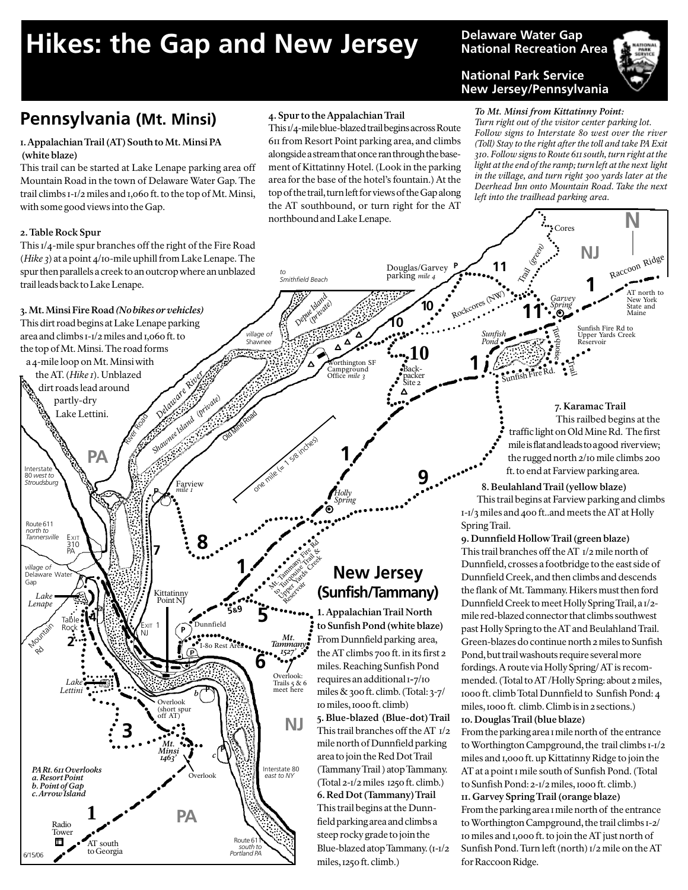# Hikes: the Gap and New Jersey

**Delaware Water Gap National Recreation Area**

**National Park Service**
**New Jersey/Pennsylvania**

## Pennsylvania (Mt. Minsi)

**1. Appalachian Trail (AT) South to Mt. Minsi PA (white blaze)**
This trail can be started at Lake Lenape parking area off Mountain Road in the town of Delaware Water Gap. The trail climbs 1-1/2 miles and 1,060 ft. to the top of Mt. Minsi, with some good views into the Gap.

**2. Table Rock Spur**
This 1/4-mile spur branches off the right of the Fire Road (*Hike 3*) at a point 4/10-mile uphill from Lake Lenape. The spur then parallels a creek to an outcrop where an unblazed trail leads back to Lake Lenape.

**3. Mt. Minsi Fire Road** ***(No bikes or vehicles)***
This dirt road begins at Lake Lenape parking area and climbs 1-1/2 miles and 1,060 ft. to the top of Mt. Minsi. The road forms a 4-mile loop on Mt. Minsi with the AT. (*Hike 1*). Unblazed dirt roads lead around partly-dry Lake Lettini.

**4. Spur to the Appalachian Trail**
This 1/4-mile blue-blazed trail begins across Route 611 from Resort Point parking area, and climbs alongside a stream that once ran through the basement of Kittatinny Hotel. (Look in the parking area for the base of the hotel's fountain.) At the top of the trail, turn left for views of the Gap along the AT southbound, or turn right for the AT northbound and Lake Lenape.

***To Mt. Minsi from Kittatinny Point:***
*Turn right out of the visitor center parking lot. Follow signs to Interstate 80 west over the river (Toll) Stay to the right after the toll and take PA Exit 310. Follow signs to Route 611 south, turn right at the light at the end of the ramp; turn left at the next light in the village, and turn right 300 yards later at the Deerhead Inn onto Mountain Road. Take the next left into the trailhead parking area.*

***PA Rt. 611 Overlooks***
***a. Resort Point***
***b. Point of Gap***
***c. Arrow Island***

## New Jersey (Sunfish/Tammany)

**1. Appalachian Trail North to Sunfish Pond (white blaze)**
From Dunnfield parking area, the AT climbs 700 ft. in its first 2 miles. Reaching Sunfish Pond requires an additional 1-7/10 miles & 300 ft. climb. (Total: 3-7/10 miles, 1000 ft. climb)

**5. Blue-blazed (Blue-dot) Trail**
This trail branches off the AT 1/2 mile north of Dunnfield parking area to join the Red Dot Trail (Tammany Trail ) atop Tammany. (Total 2-1/2 miles 1250 ft. climb.)

**6. Red Dot (Tammany) Trail**
This trail begins at the Dunnfield parking area and climbs a steep rocky grade to join the Blue-blazed atop Tammany. (1-1/2 miles, 1250 ft. climb.)

**7. Karamac Trail**
This railbed begins at the traffic light on Old Mine Rd. The first mile is flat and leads to a good river view; the rugged north 2/10 mile climbs 200 ft. to end at Farview parking area.

**8. Beulahland Trail (yellow blaze)**
This trail begins at Farview parking and climbs 1-1/3 miles and 400 ft..and meets the AT at Holly Spring Trail.

**9. Dunnfield Hollow Trail (green blaze)**
This trail branches off the AT 1/2 mile north of Dunnfield, crosses a footbridge to the east side of Dunnfield Creek, and then climbs and descends the flank of Mt. Tammany. Hikers must then ford Dunnfield Creek to meet Holly Spring Trail, a 1/2-mile red-blazed connector that climbs southwest past Holly Spring to the AT and Beulahland Trail. Green-blazes do continue north 2 miles to Sunfish Pond, but trail washouts require several more fordings. A route via Holly Spring/ AT is recommended. (Total to AT /Holly Spring: about 2 miles, 1000 ft. climb Total Dunnfield to Sunfish Pond: 4 miles, 1000 ft. climb. Climb is in 2 sections.)

**10. Douglas Trail (blue blaze)**
From the parking area 1 mile north of the entrance to Worthington Campground, the trail climbs 1-1/2 miles and 1,000 ft. up Kittatinny Ridge to join the AT at a point 1 mile south of Sunfish Pond. (Total to Sunfish Pond: 2-1/2 miles, 1000 ft. climb.)

**11. Garvey Spring Trail (orange blaze)**
From the parking area 1 mile north of the entrance to Worthington Campground, the trail climbs 1-2/10 miles and 1,000 ft. to join the AT just north of Sunfish Pond. Turn left (north) 1/2 mile on the AT for Raccoon Ridge.

6/15/06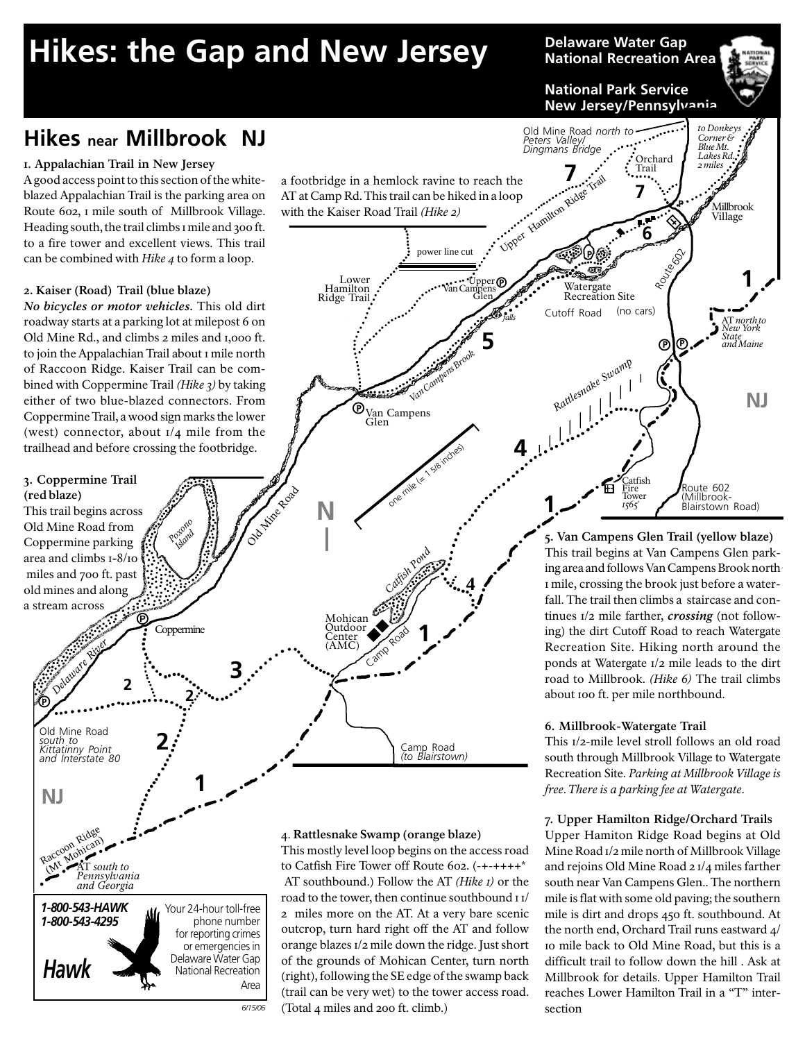# Hikes: the Gap and New Jersey

**Delaware Water Gap National Recreation Area**

**National Park Service New Jersey/Pennsylvania**

## Hikes near Millbrook NJ

**1. Appalachian Trail in New Jersey**

A good access point to this section of the white-blazed Appalachian Trail is the parking area on Route 602, 1 mile south of Millbrook Village. Heading south, the trail climbs 1 mile and 300 ft. to a fire tower and excellent views. This trail can be combined with *Hike 4* to form a loop.

**2. Kaiser (Road) Trail (blue blaze)**

***No bicycles or motor vehicles.*** This old dirt roadway starts at a parking lot at milepost 6 on Old Mine Rd., and climbs 2 miles and 1,000 ft. to join the Appalachian Trail about 1 mile north of Raccoon Ridge. Kaiser Trail can be combined with Coppermine Trail *(Hike 3)* by taking either of two blue-blazed connectors. From Coppermine Trail, a wood sign marks the lower (west) connector, about 1/4 mile from the trailhead and before crossing the footbridge.

**3. Coppermine Trail (red blaze)**

This trail begins across Old Mine Road from Coppermine parking area and climbs 1-8/10 miles and 700 ft. past old mines and along a stream across a footbridge in a hemlock ravine to reach the AT at Camp Rd. This trail can be hiked in a loop with the Kaiser Road Trail *(Hike 2)*

**4. Rattlesnake Swamp (orange blaze)**

This mostly level loop begins on the access road to Catfish Fire Tower off Route 602. (-+-++++* AT southbound.) Follow the AT *(Hike 1)* or the road to the tower, then continue southbound 1 1/2 miles more on the AT. At a very bare scenic outcrop, turn hard right off the AT and follow orange blazes 1/2 mile down the ridge. Just short of the grounds of Mohican Center, turn north (right), following the SE edge of the swamp back (trail can be very wet) to the tower access road. (Total 4 miles and 200 ft. climb.)

**5. Van Campens Glen Trail (yellow blaze)**

This trail begins at Van Campens Glen parking area and follows Van Campens Brook north 1 mile, crossing the brook just before a waterfall. The trail then climbs a staircase and continues 1/2 mile farther, ***crossing*** (not following) the dirt Cutoff Road to reach Watergate Recreation Site. Hiking north around the ponds at Watergate 1/2 mile leads to the dirt road to Millbrook. *(Hike 6)* The trail climbs about 100 ft. per mile northbound.

**6. Millbrook-Watergate Trail**

This 1/2-mile level stroll follows an old road south through Millbrook Village to Watergate Recreation Site. *Parking at Millbrook Village is free. There is a parking fee at Watergate.*

**7. Upper Hamilton Ridge/Orchard Trails**

Upper Hamiton Ridge Road begins at Old Mine Road 1/2 mile north of Millbrook Village and rejoins Old Mine Road 2 1/4 miles farther south near Van Campens Glen.. The northern mile is flat with some old paving; the southern mile is dirt and drops 450 ft. southbound. At the north end, Orchard Trail runs eastward 4/10 mile back to Old Mine Road, but this is a difficult trail to follow down the hill . Ask at Millbrook for details. Upper Hamilton Trail reaches Lower Hamilton Trail in a "T" intersection

Old Mine Road *north to Peters Valley/ Dingmans Bridge*
*to Donkeys Corner & Blue Mt. Lakes Rd. 2 miles*
Orchard Trail
Upper Hamilton Ridge Trail
Millbrook Village
Route 602
power line cut
Lower Hamilton Ridge Trail
Upper Van Campens Glen
Watergate Recreation Site
*falls*
Cutoff Road (no cars)
AT *north to New York State and Maine*
Van Campens Brook
Rattlesnake Swamp
Van Campens Glen
NJ
one mile (= 1 5/8 inches)
Poxono Island
Old Mine Road
N
Catfish Fire Tower *1565'*
Route 602 (Millbrook-Blairstown Road)
Catfish Pond
Mohican Outdoor Center (AMC)
Camp Road
Coppermine
Delaware River
Old Mine Road *south to Kittatinny Point and Interstate 80*
Camp Road *(to Blairstown)*
NJ
Raccoon Ridge (Mt Mohican)
AT *south to Pennsylvania and Georgia*

***1-800-543-HAWK***
***1-800-543-4295***
***Hawk***

Your 24-hour toll-free phone number for reporting crimes or emergencies in Delaware Water Gap National Recreation Area

*6/15/06*